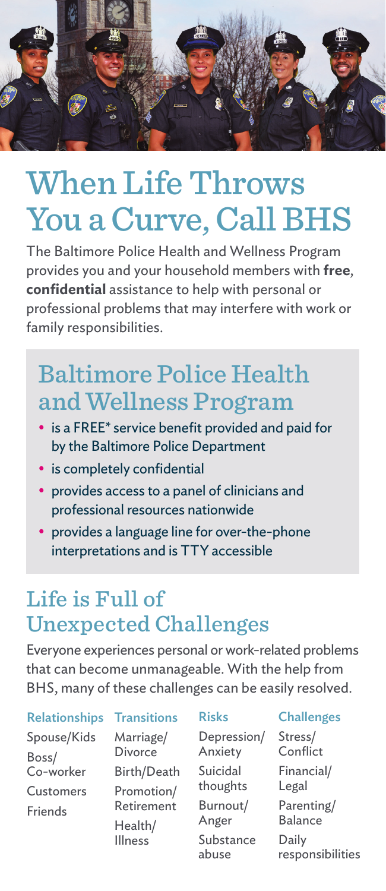# When Life Throws You a Curve, Call BHS

The Baltimore Police Health and Wellness Program provides you and your household members with **free**, **confidential** assistance to help with personal or professional problems that may interfere with work or family responsibilities.

## Baltimore Police Health and Wellness Program

- is a FREE* service benefit provided and paid for by the Baltimore Police Department
- is completely confidential
- provides access to a panel of clinicians and professional resources nationwide
- provides a language line for over-the-phone interpretations and is TTY accessible

## Life is Full of Unexpected Challenges

Everyone experiences personal or work-related problems that can become unmanageable. With the help from BHS, many of these challenges can be easily resolved.

| Relationships | Transitions | Risks | Challenges |
|---|---|---|---|
| Spouse/Kids | Marriage/Divorce | Depression/Anxiety | Stress/Conflict |
| Boss/Co-worker | Birth/Death | Suicidal thoughts | Financial/Legal |
| Customers | Promotion/Retirement | Burnout/Anger | Parenting/Balance |
| Friends | Health/Illness | Substance abuse | Daily responsibilities |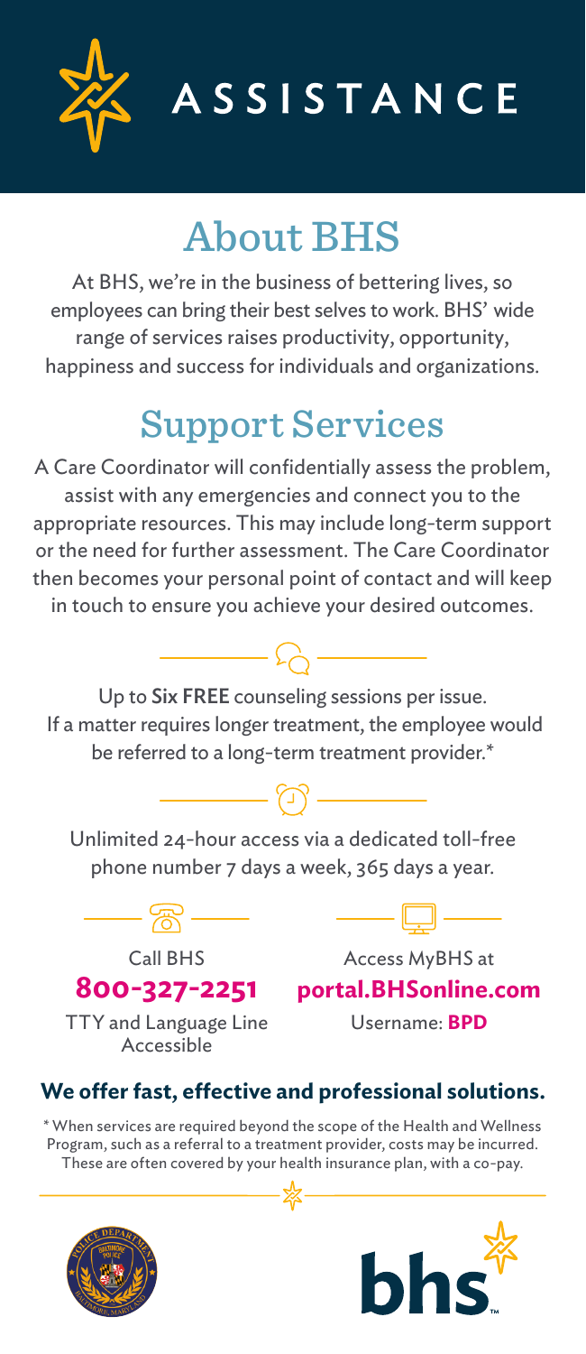# ASSISTANCE

## About BHS

At BHS, we're in the business of bettering lives, so employees can bring their best selves to work. BHS' wide range of services raises productivity, opportunity, happiness and success for individuals and organizations.

## Support Services

A Care Coordinator will confidentially assess the problem, assist with any emergencies and connect you to the appropriate resources. This may include long-term support or the need for further assessment. The Care Coordinator then becomes your personal point of contact and will keep in touch to ensure you achieve your desired outcomes.

Up to **Six FREE** counseling sessions per issue. If a matter requires longer treatment, the employee would be referred to a long-term treatment provider.*

Unlimited 24-hour access via a dedicated toll-free phone number 7 days a week, 365 days a year.

Call BHS
**800-327-2251**
TTY and Language Line Accessible

Access MyBHS at
**portal.BHSonline.com**
Username: **BPD**

**We offer fast, effective and professional solutions.**

* When services are required beyond the scope of the Health and Wellness Program, such as a referral to a treatment provider, costs may be incurred. These are often covered by your health insurance plan, with a co-pay.

bhs